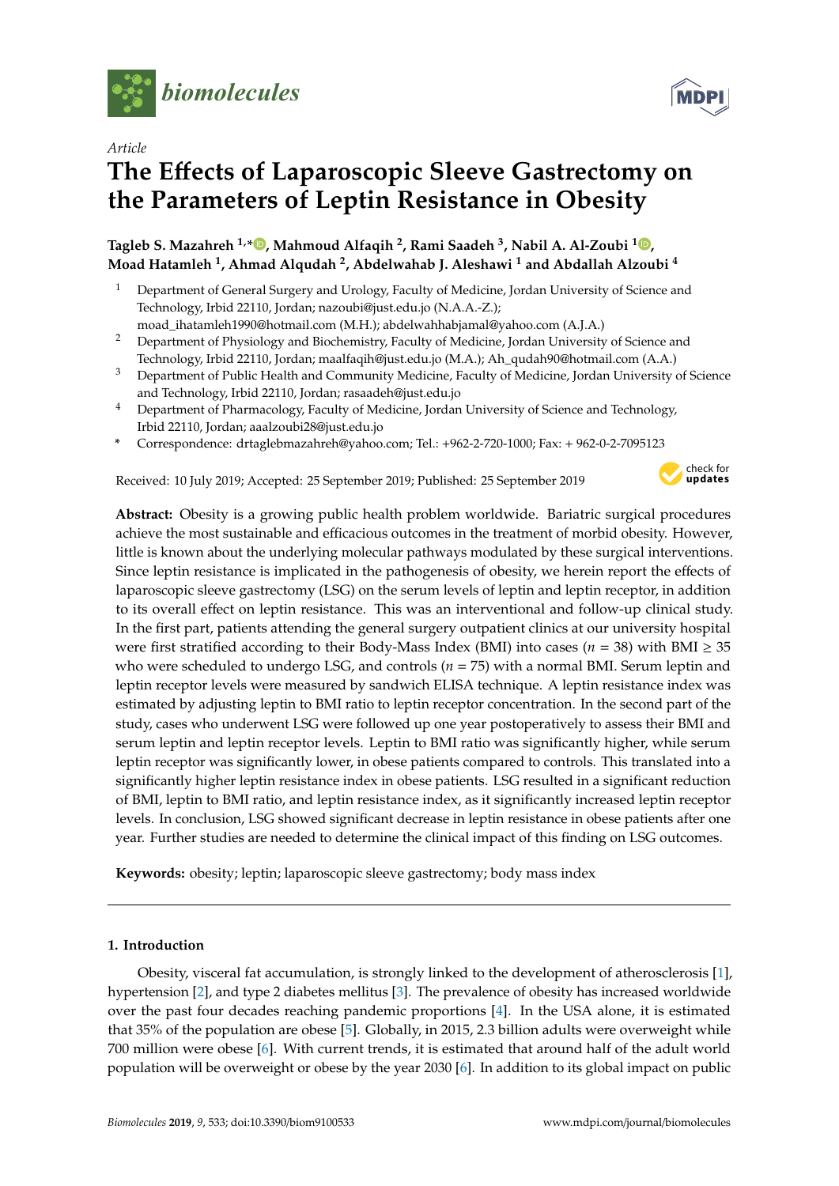*Article*

# The Effects of Laparoscopic Sleeve Gastrectomy on the Parameters of Leptin Resistance in Obesity

**Tagleb S. Mazahreh [1,*], Mahmoud Alfaqih [2], Rami Saadeh [3], Nabil A. Al-Zoubi [1], Moad Hatamleh [1], Ahmad Alqudah [2], Abdelwahab J. Aleshawi [1] and Abdallah Alzoubi [4]**

1. Department of General Surgery and Urology, Faculty of Medicine, Jordan University of Science and Technology, Irbid 22110, Jordan; nazoubi@just.edu.jo (N.A.A.-Z.); moad_ihatamleh1990@hotmail.com (M.H.); abdelwahhabjamal@yahoo.com (A.J.A.)
2. Department of Physiology and Biochemistry, Faculty of Medicine, Jordan University of Science and Technology, Irbid 22110, Jordan; maalfaqih@just.edu.jo (M.A.); Ah_qudah90@hotmail.com (A.A.)
3. Department of Public Health and Community Medicine, Faculty of Medicine, Jordan University of Science and Technology, Irbid 22110, Jordan; rasaadeh@just.edu.jo
4. Department of Pharmacology, Faculty of Medicine, Jordan University of Science and Technology, Irbid 22110, Jordan; aaalzoubi28@just.edu.jo

\* Correspondence: drtaglebmazahreh@yahoo.com; Tel.: +962-2-720-1000; Fax: + 962-0-2-7095123

Received: 10 July 2019; Accepted: 25 September 2019; Published: 25 September 2019

**Abstract:** Obesity is a growing public health problem worldwide. Bariatric surgical procedures achieve the most sustainable and efficacious outcomes in the treatment of morbid obesity. However, little is known about the underlying molecular pathways modulated by these surgical interventions. Since leptin resistance is implicated in the pathogenesis of obesity, we herein report the effects of laparoscopic sleeve gastrectomy (LSG) on the serum levels of leptin and leptin receptor, in addition to its overall effect on leptin resistance. This was an interventional and follow-up clinical study. In the first part, patients attending the general surgery outpatient clinics at our university hospital were first stratified according to their Body-Mass Index (BMI) into cases ($n$ = 38) with BMI ≥ 35 who were scheduled to undergo LSG, and controls ($n$ = 75) with a normal BMI. Serum leptin and leptin receptor levels were measured by sandwich ELISA technique. A leptin resistance index was estimated by adjusting leptin to BMI ratio to leptin receptor concentration. In the second part of the study, cases who underwent LSG were followed up one year postoperatively to assess their BMI and serum leptin and leptin receptor levels. Leptin to BMI ratio was significantly higher, while serum leptin receptor was significantly lower, in obese patients compared to controls. This translated into a significantly higher leptin resistance index in obese patients. LSG resulted in a significant reduction of BMI, leptin to BMI ratio, and leptin resistance index, as it significantly increased leptin receptor levels. In conclusion, LSG showed significant decrease in leptin resistance in obese patients after one year. Further studies are needed to determine the clinical impact of this finding on LSG outcomes.

**Keywords:** obesity; leptin; laparoscopic sleeve gastrectomy; body mass index

## 1. Introduction

Obesity, visceral fat accumulation, is strongly linked to the development of atherosclerosis [1], hypertension [2], and type 2 diabetes mellitus [3]. The prevalence of obesity has increased worldwide over the past four decades reaching pandemic proportions [4]. In the USA alone, it is estimated that 35% of the population are obese [5]. Globally, in 2015, 2.3 billion adults were overweight while 700 million were obese [6]. With current trends, it is estimated that around half of the adult world population will be overweight or obese by the year 2030 [6]. In addition to its global impact on public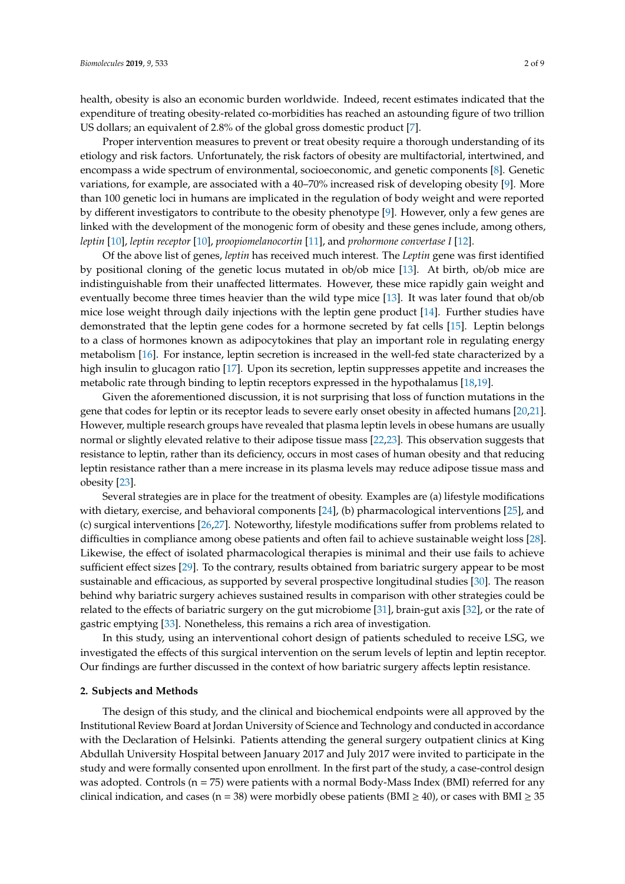health, obesity is also an economic burden worldwide. Indeed, recent estimates indicated that the expenditure of treating obesity-related co-morbidities has reached an astounding figure of two trillion US dollars; an equivalent of 2.8% of the global gross domestic product [7].

Proper intervention measures to prevent or treat obesity require a thorough understanding of its etiology and risk factors. Unfortunately, the risk factors of obesity are multifactorial, intertwined, and encompass a wide spectrum of environmental, socioeconomic, and genetic components [8]. Genetic variations, for example, are associated with a 40–70% increased risk of developing obesity [9]. More than 100 genetic loci in humans are implicated in the regulation of body weight and were reported by different investigators to contribute to the obesity phenotype [9]. However, only a few genes are linked with the development of the monogenic form of obesity and these genes include, among others, *leptin* [10], *leptin receptor* [10], *proopiomelanocortin* [11], and *prohormone convertase I* [12].

Of the above list of genes, *leptin* has received much interest. The *Leptin* gene was first identified by positional cloning of the genetic locus mutated in ob/ob mice [13]. At birth, ob/ob mice are indistinguishable from their unaffected littermates. However, these mice rapidly gain weight and eventually become three times heavier than the wild type mice [13]. It was later found that ob/ob mice lose weight through daily injections with the leptin gene product [14]. Further studies have demonstrated that the leptin gene codes for a hormone secreted by fat cells [15]. Leptin belongs to a class of hormones known as adipocytokines that play an important role in regulating energy metabolism [16]. For instance, leptin secretion is increased in the well-fed state characterized by a high insulin to glucagon ratio [17]. Upon its secretion, leptin suppresses appetite and increases the metabolic rate through binding to leptin receptors expressed in the hypothalamus [18,19].

Given the aforementioned discussion, it is not surprising that loss of function mutations in the gene that codes for leptin or its receptor leads to severe early onset obesity in affected humans [20,21]. However, multiple research groups have revealed that plasma leptin levels in obese humans are usually normal or slightly elevated relative to their adipose tissue mass [22,23]. This observation suggests that resistance to leptin, rather than its deficiency, occurs in most cases of human obesity and that reducing leptin resistance rather than a mere increase in its plasma levels may reduce adipose tissue mass and obesity [23].

Several strategies are in place for the treatment of obesity. Examples are (a) lifestyle modifications with dietary, exercise, and behavioral components [24], (b) pharmacological interventions [25], and (c) surgical interventions [26,27]. Noteworthy, lifestyle modifications suffer from problems related to difficulties in compliance among obese patients and often fail to achieve sustainable weight loss [28]. Likewise, the effect of isolated pharmacological therapies is minimal and their use fails to achieve sufficient effect sizes [29]. To the contrary, results obtained from bariatric surgery appear to be most sustainable and efficacious, as supported by several prospective longitudinal studies [30]. The reason behind why bariatric surgery achieves sustained results in comparison with other strategies could be related to the effects of bariatric surgery on the gut microbiome [31], brain-gut axis [32], or the rate of gastric emptying [33]. Nonetheless, this remains a rich area of investigation.

In this study, using an interventional cohort design of patients scheduled to receive LSG, we investigated the effects of this surgical intervention on the serum levels of leptin and leptin receptor. Our findings are further discussed in the context of how bariatric surgery affects leptin resistance.

## 2. Subjects and Methods

The design of this study, and the clinical and biochemical endpoints were all approved by the Institutional Review Board at Jordan University of Science and Technology and conducted in accordance with the Declaration of Helsinki. Patients attending the general surgery outpatient clinics at King Abdullah University Hospital between January 2017 and July 2017 were invited to participate in the study and were formally consented upon enrollment. In the first part of the study, a case-control design was adopted. Controls (n = 75) were patients with a normal Body-Mass Index (BMI) referred for any clinical indication, and cases (n = 38) were morbidly obese patients (BMI ≥ 40), or cases with BMI ≥ 35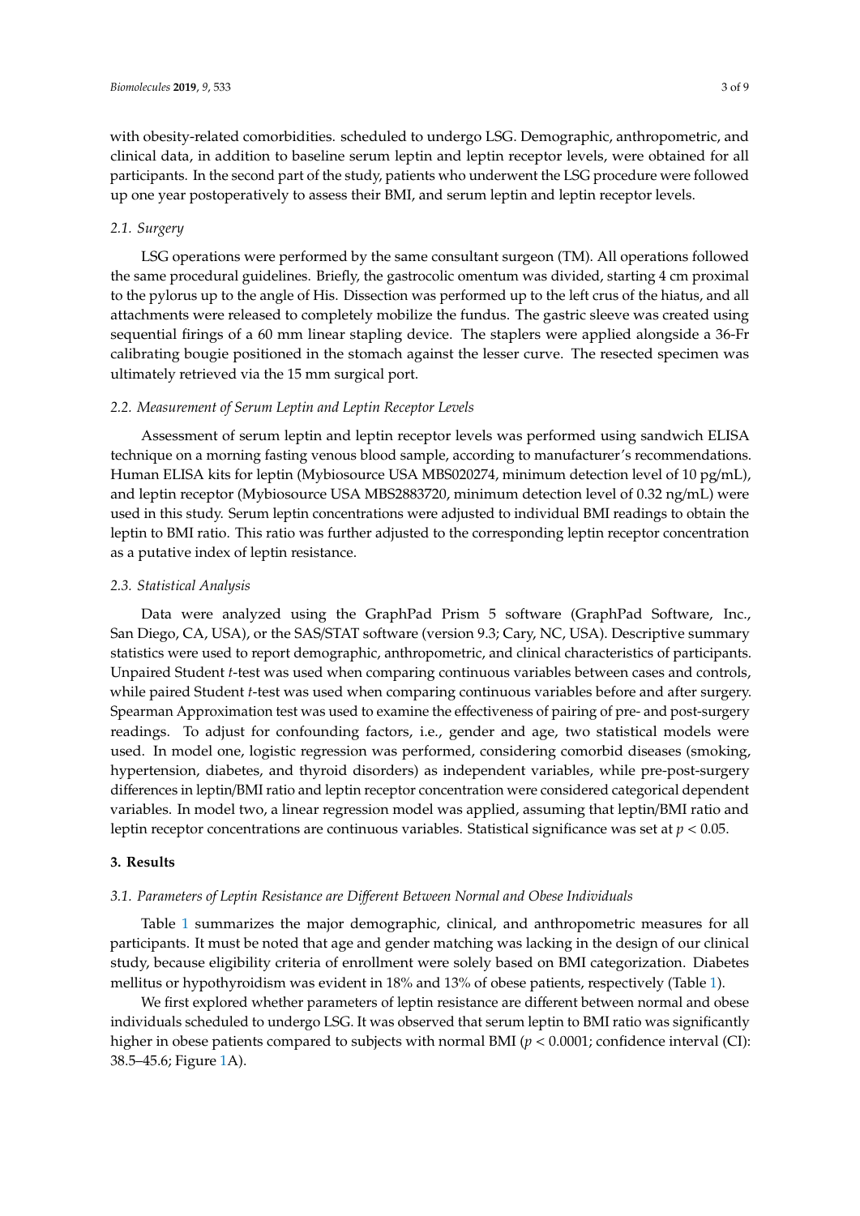with obesity-related comorbidities. scheduled to undergo LSG. Demographic, anthropometric, and clinical data, in addition to baseline serum leptin and leptin receptor levels, were obtained for all participants. In the second part of the study, patients who underwent the LSG procedure were followed up one year postoperatively to assess their BMI, and serum leptin and leptin receptor levels.

### 2.1. Surgery

LSG operations were performed by the same consultant surgeon (TM). All operations followed the same procedural guidelines. Briefly, the gastrocolic omentum was divided, starting 4 cm proximal to the pylorus up to the angle of His. Dissection was performed up to the left crus of the hiatus, and all attachments were released to completely mobilize the fundus. The gastric sleeve was created using sequential firings of a 60 mm linear stapling device. The staplers were applied alongside a 36-Fr calibrating bougie positioned in the stomach against the lesser curve. The resected specimen was ultimately retrieved via the 15 mm surgical port.

### 2.2. Measurement of Serum Leptin and Leptin Receptor Levels

Assessment of serum leptin and leptin receptor levels was performed using sandwich ELISA technique on a morning fasting venous blood sample, according to manufacturer's recommendations. Human ELISA kits for leptin (Mybiosource USA MBS020274, minimum detection level of 10 pg/mL), and leptin receptor (Mybiosource USA MBS2883720, minimum detection level of 0.32 ng/mL) were used in this study. Serum leptin concentrations were adjusted to individual BMI readings to obtain the leptin to BMI ratio. This ratio was further adjusted to the corresponding leptin receptor concentration as a putative index of leptin resistance.

### 2.3. Statistical Analysis

Data were analyzed using the GraphPad Prism 5 software (GraphPad Software, Inc., San Diego, CA, USA), or the SAS/STAT software (version 9.3; Cary, NC, USA). Descriptive summary statistics were used to report demographic, anthropometric, and clinical characteristics of participants. Unpaired Student *t*-test was used when comparing continuous variables between cases and controls, while paired Student *t*-test was used when comparing continuous variables before and after surgery. Spearman Approximation test was used to examine the effectiveness of pairing of pre- and post-surgery readings. To adjust for confounding factors, i.e., gender and age, two statistical models were used. In model one, logistic regression was performed, considering comorbid diseases (smoking, hypertension, diabetes, and thyroid disorders) as independent variables, while pre-post-surgery differences in leptin/BMI ratio and leptin receptor concentration were considered categorical dependent variables. In model two, a linear regression model was applied, assuming that leptin/BMI ratio and leptin receptor concentrations are continuous variables. Statistical significance was set at $p < 0.05$.

## 3. Results

### 3.1. Parameters of Leptin Resistance are Different Between Normal and Obese Individuals

Table 1 summarizes the major demographic, clinical, and anthropometric measures for all participants. It must be noted that age and gender matching was lacking in the design of our clinical study, because eligibility criteria of enrollment were solely based on BMI categorization. Diabetes mellitus or hypothyroidism was evident in 18% and 13% of obese patients, respectively (Table 1).

We first explored whether parameters of leptin resistance are different between normal and obese individuals scheduled to undergo LSG. It was observed that serum leptin to BMI ratio was significantly higher in obese patients compared to subjects with normal BMI ($p < 0.0001$; confidence interval (CI): 38.5–45.6; Figure 1A).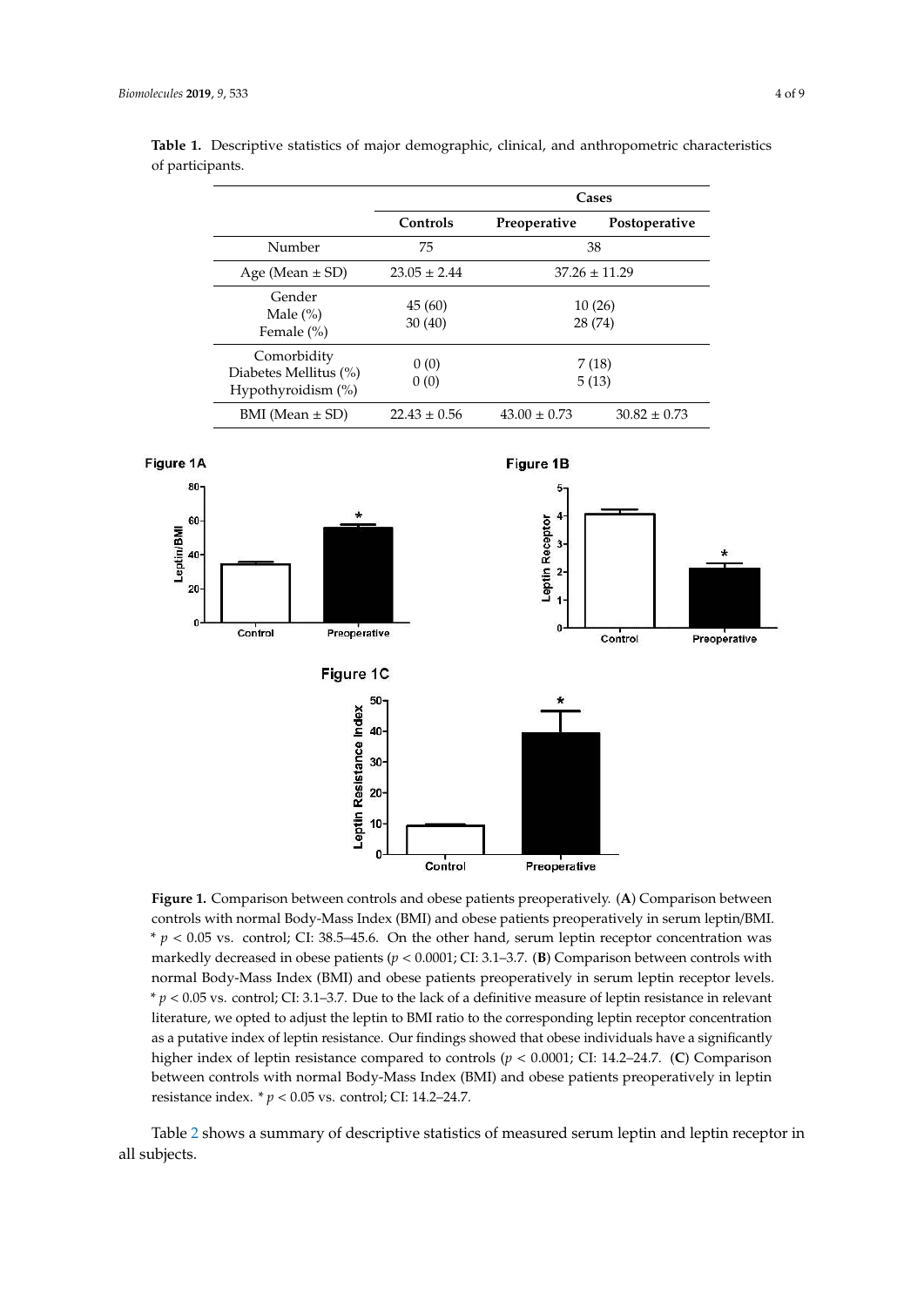**Table 1.** Descriptive statistics of major demographic, clinical, and anthropometric characteristics of participants.

| | Controls | Cases | |
|---|---|---|---|
| | | Preoperative | Postoperative |
| Number | 75 | 38 | |
| Age (Mean ± SD) | 23.05 ± 2.44 | 37.26 ± 11.29 | |
| Gender<br>Male (%)<br>Female (%) | 45 (60)<br>30 (40) | 10 (26)<br>28 (74) | |
| Comorbidity<br>Diabetes Mellitus (%)<br>Hypothyroidism (%) | 0 (0)<br>0 (0) | 7 (18)<br>5 (13) | |
| BMI (Mean ± SD) | 22.43 ± 0.56 | 43.00 ± 0.73 | 30.82 ± 0.73 |

Figure 1A
Leptin/BMI
80
60
40
20
0
Control
Preoperative
*

Figure 1B
Leptin Receptor
5
4
3
2
1
0
Control
Preoperative
*

Figure 1C
Leptin Resistance Index
50
40
30
20
10
0
Control
Preoperative
*

**Figure 1.** Comparison between controls and obese patients preoperatively. (**A**) Comparison between controls with normal Body-Mass Index (BMI) and obese patients preoperatively in serum leptin/BMI. * $p < 0.05$ vs. control; CI: 38.5–45.6. On the other hand, serum leptin receptor concentration was markedly decreased in obese patients ($p < 0.0001$; CI: 3.1–3.7. (**B**) Comparison between controls with normal Body-Mass Index (BMI) and obese patients preoperatively in serum leptin receptor levels. * $p < 0.05$ vs. control; CI: 3.1–3.7. Due to the lack of a definitive measure of leptin resistance in relevant literature, we opted to adjust the leptin to BMI ratio to the corresponding leptin receptor concentration as a putative index of leptin resistance. Our findings showed that obese individuals have a significantly higher index of leptin resistance compared to controls ($p < 0.0001$; CI: 14.2–24.7. (**C**) Comparison between controls with normal Body-Mass Index (BMI) and obese patients preoperatively in leptin resistance index. * $p < 0.05$ vs. control; CI: 14.2–24.7.

Table 2 shows a summary of descriptive statistics of measured serum leptin and leptin receptor in all subjects.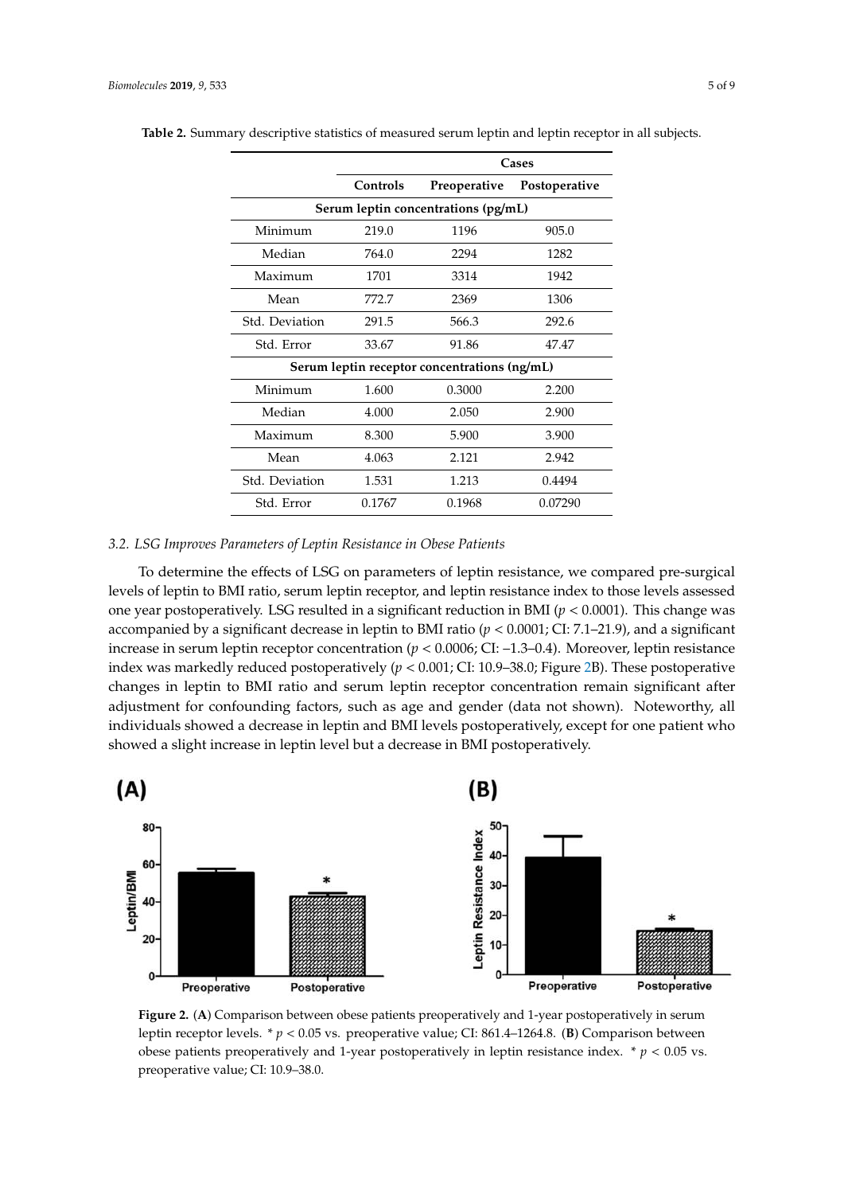**Table 2.** Summary descriptive statistics of measured serum leptin and leptin receptor in all subjects.

| | | Cases | |
|---|---|---|---|
| | Controls | Preoperative | Postoperative |
| **Serum leptin concentrations (pg/mL)** | | | |
| Minimum | 219.0 | 1196 | 905.0 |
| Median | 764.0 | 2294 | 1282 |
| Maximum | 1701 | 3314 | 1942 |
| Mean | 772.7 | 2369 | 1306 |
| Std. Deviation | 291.5 | 566.3 | 292.6 |
| Std. Error | 33.67 | 91.86 | 47.47 |
| **Serum leptin receptor concentrations (ng/mL)** | | | |
| Minimum | 1.600 | 0.3000 | 2.200 |
| Median | 4.000 | 2.050 | 2.900 |
| Maximum | 8.300 | 5.900 | 3.900 |
| Mean | 4.063 | 2.121 | 2.942 |
| Std. Deviation | 1.531 | 1.213 | 0.4494 |
| Std. Error | 0.1767 | 0.1968 | 0.07290 |

### *3.2. LSG Improves Parameters of Leptin Resistance in Obese Patients*

To determine the effects of LSG on parameters of leptin resistance, we compared pre-surgical levels of leptin to BMI ratio, serum leptin receptor, and leptin resistance index to those levels assessed one year postoperatively. LSG resulted in a significant reduction in BMI ($p < 0.0001$). This change was accompanied by a significant decrease in leptin to BMI ratio ($p < 0.0001$; CI: 7.1–21.9), and a significant increase in serum leptin receptor concentration ($p < 0.0006$; CI: –1.3–0.4). Moreover, leptin resistance index was markedly reduced postoperatively ($p < 0.001$; CI: 10.9–38.0; Figure 2B). These postoperative changes in leptin to BMI ratio and serum leptin receptor concentration remain significant after adjustment for confounding factors, such as age and gender (data not shown). Noteworthy, all individuals showed a decrease in leptin and BMI levels postoperatively, except for one patient who showed a slight increase in leptin level but a decrease in BMI postoperatively.

(A)

Leptin/BMI

80
60
40
20
0

*

Preoperative
Postoperative

(B)

Leptin Resistance Index

50
40
30
20
10
0

*

Preoperative
Postoperative

**Figure 2.** (**A**) Comparison between obese patients preoperatively and 1-year postoperatively in serum leptin receptor levels. * $p < 0.05$ vs. preoperative value; CI: 861.4–1264.8. (**B**) Comparison between obese patients preoperatively and 1-year postoperatively in leptin resistance index. * $p < 0.05$ vs. preoperative value; CI: 10.9–38.0.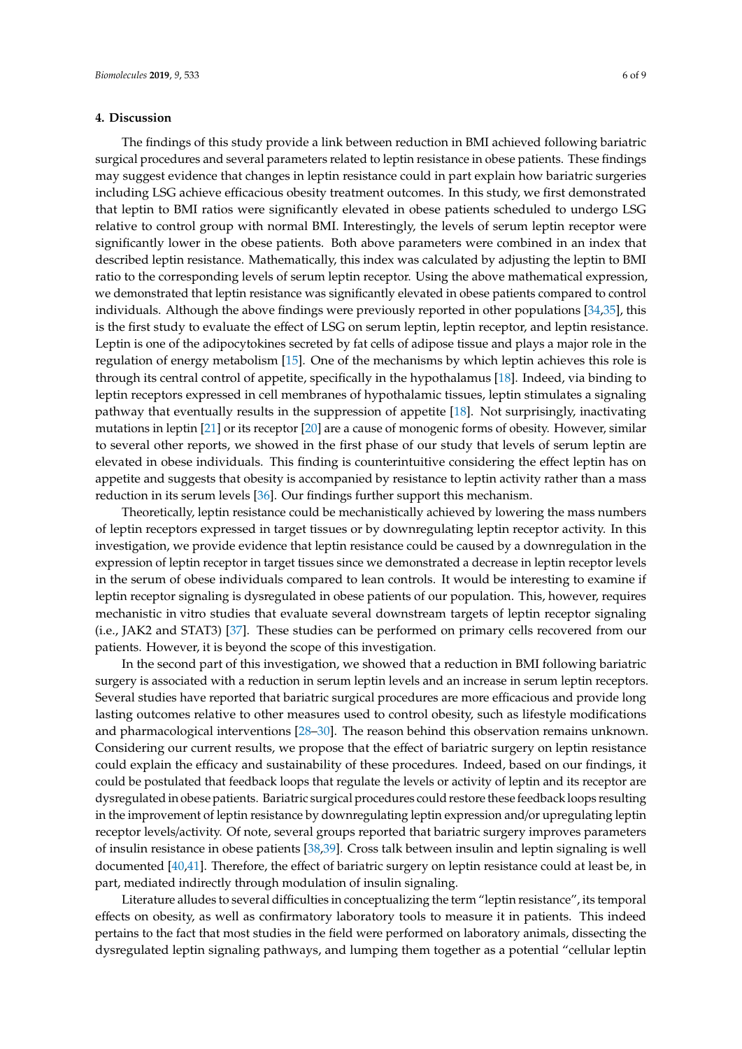## 4. Discussion

The findings of this study provide a link between reduction in BMI achieved following bariatric surgical procedures and several parameters related to leptin resistance in obese patients. These findings may suggest evidence that changes in leptin resistance could in part explain how bariatric surgeries including LSG achieve efficacious obesity treatment outcomes. In this study, we first demonstrated that leptin to BMI ratios were significantly elevated in obese patients scheduled to undergo LSG relative to control group with normal BMI. Interestingly, the levels of serum leptin receptor were significantly lower in the obese patients. Both above parameters were combined in an index that described leptin resistance. Mathematically, this index was calculated by adjusting the leptin to BMI ratio to the corresponding levels of serum leptin receptor. Using the above mathematical expression, we demonstrated that leptin resistance was significantly elevated in obese patients compared to control individuals. Although the above findings were previously reported in other populations [34,35], this is the first study to evaluate the effect of LSG on serum leptin, leptin receptor, and leptin resistance. Leptin is one of the adipocytokines secreted by fat cells of adipose tissue and plays a major role in the regulation of energy metabolism [15]. One of the mechanisms by which leptin achieves this role is through its central control of appetite, specifically in the hypothalamus [18]. Indeed, via binding to leptin receptors expressed in cell membranes of hypothalamic tissues, leptin stimulates a signaling pathway that eventually results in the suppression of appetite [18]. Not surprisingly, inactivating mutations in leptin [21] or its receptor [20] are a cause of monogenic forms of obesity. However, similar to several other reports, we showed in the first phase of our study that levels of serum leptin are elevated in obese individuals. This finding is counterintuitive considering the effect leptin has on appetite and suggests that obesity is accompanied by resistance to leptin activity rather than a mass reduction in its serum levels [36]. Our findings further support this mechanism.

Theoretically, leptin resistance could be mechanistically achieved by lowering the mass numbers of leptin receptors expressed in target tissues or by downregulating leptin receptor activity. In this investigation, we provide evidence that leptin resistance could be caused by a downregulation in the expression of leptin receptor in target tissues since we demonstrated a decrease in leptin receptor levels in the serum of obese individuals compared to lean controls. It would be interesting to examine if leptin receptor signaling is dysregulated in obese patients of our population. This, however, requires mechanistic in vitro studies that evaluate several downstream targets of leptin receptor signaling (i.e., JAK2 and STAT3) [37]. These studies can be performed on primary cells recovered from our patients. However, it is beyond the scope of this investigation.

In the second part of this investigation, we showed that a reduction in BMI following bariatric surgery is associated with a reduction in serum leptin levels and an increase in serum leptin receptors. Several studies have reported that bariatric surgical procedures are more efficacious and provide long lasting outcomes relative to other measures used to control obesity, such as lifestyle modifications and pharmacological interventions [28–30]. The reason behind this observation remains unknown. Considering our current results, we propose that the effect of bariatric surgery on leptin resistance could explain the efficacy and sustainability of these procedures. Indeed, based on our findings, it could be postulated that feedback loops that regulate the levels or activity of leptin and its receptor are dysregulated in obese patients. Bariatric surgical procedures could restore these feedback loops resulting in the improvement of leptin resistance by downregulating leptin expression and/or upregulating leptin receptor levels/activity. Of note, several groups reported that bariatric surgery improves parameters of insulin resistance in obese patients [38,39]. Cross talk between insulin and leptin signaling is well documented [40,41]. Therefore, the effect of bariatric surgery on leptin resistance could at least be, in part, mediated indirectly through modulation of insulin signaling.

Literature alludes to several difficulties in conceptualizing the term "leptin resistance", its temporal effects on obesity, as well as confirmatory laboratory tools to measure it in patients. This indeed pertains to the fact that most studies in the field were performed on laboratory animals, dissecting the dysregulated leptin signaling pathways, and lumping them together as a potential "cellular leptin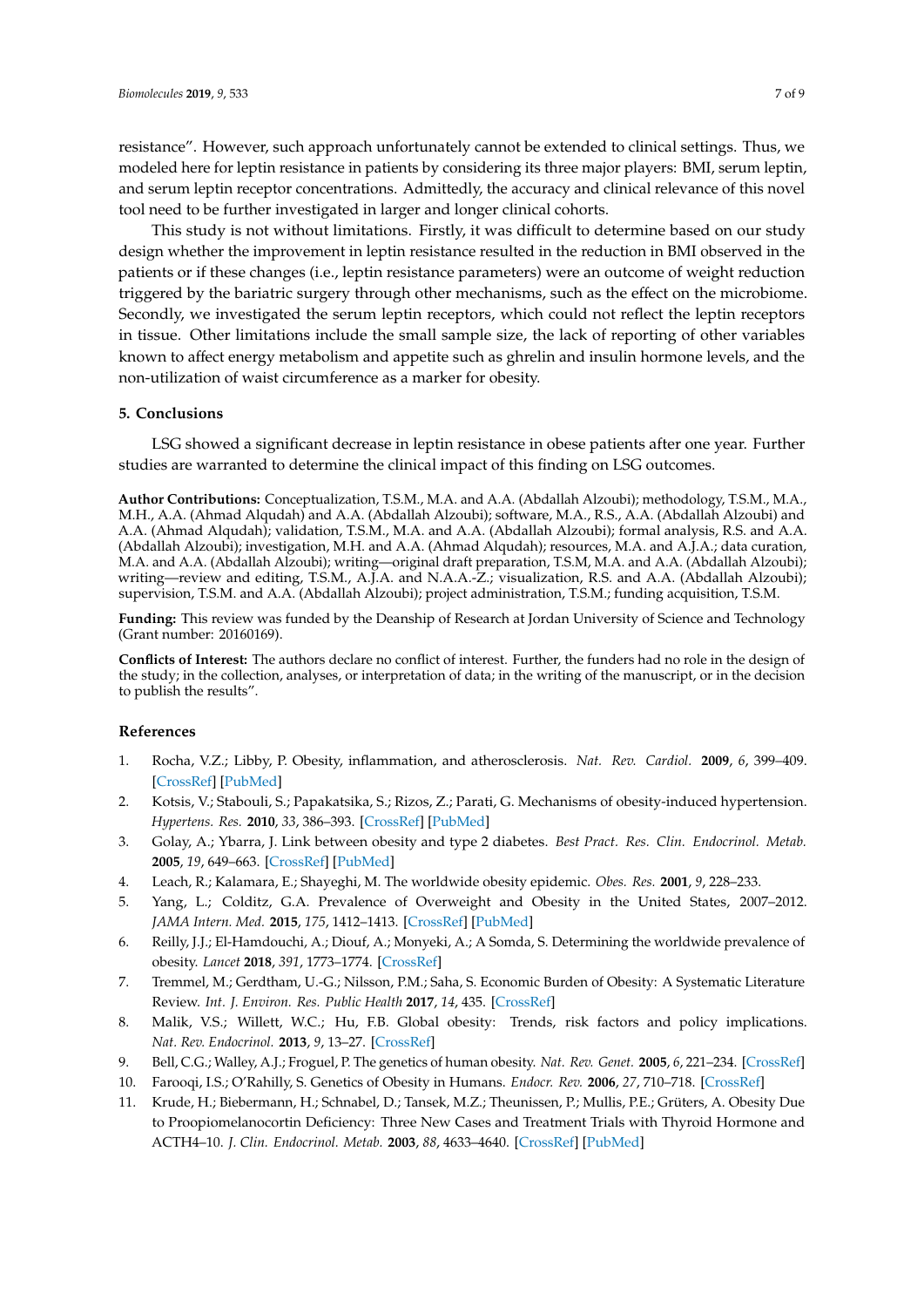resistance". However, such approach unfortunately cannot be extended to clinical settings. Thus, we modeled here for leptin resistance in patients by considering its three major players: BMI, serum leptin, and serum leptin receptor concentrations. Admittedly, the accuracy and clinical relevance of this novel tool need to be further investigated in larger and longer clinical cohorts.

This study is not without limitations. Firstly, it was difficult to determine based on our study design whether the improvement in leptin resistance resulted in the reduction in BMI observed in the patients or if these changes (i.e., leptin resistance parameters) were an outcome of weight reduction triggered by the bariatric surgery through other mechanisms, such as the effect on the microbiome. Secondly, we investigated the serum leptin receptors, which could not reflect the leptin receptors in tissue. Other limitations include the small sample size, the lack of reporting of other variables known to affect energy metabolism and appetite such as ghrelin and insulin hormone levels, and the non-utilization of waist circumference as a marker for obesity.

## 5. Conclusions

LSG showed a significant decrease in leptin resistance in obese patients after one year. Further studies are warranted to determine the clinical impact of this finding on LSG outcomes.

**Author Contributions:** Conceptualization, T.S.M., M.A. and A.A. (Abdallah Alzoubi); methodology, T.S.M., M.A., M.H., A.A. (Ahmad Alqudah) and A.A. (Abdallah Alzoubi); software, M.A., R.S., A.A. (Abdallah Alzoubi) and A.A. (Ahmad Alqudah); validation, T.S.M., M.A. and A.A. (Abdallah Alzoubi); formal analysis, R.S. and A.A. (Abdallah Alzoubi); investigation, M.H. and A.A. (Ahmad Alqudah); resources, M.A. and A.J.A.; data curation, M.A. and A.A. (Abdallah Alzoubi); writing—original draft preparation, T.S.M, M.A. and A.A. (Abdallah Alzoubi); writing—review and editing, T.S.M., A.J.A. and N.A.A.-Z.; visualization, R.S. and A.A. (Abdallah Alzoubi); supervision, T.S.M. and A.A. (Abdallah Alzoubi); project administration, T.S.M.; funding acquisition, T.S.M.

**Funding:** This review was funded by the Deanship of Research at Jordan University of Science and Technology (Grant number: 20160169).

**Conflicts of Interest:** The authors declare no conflict of interest. Further, the funders had no role in the design of the study; in the collection, analyses, or interpretation of data; in the writing of the manuscript, or in the decision to publish the results".

## References

1. Rocha, V.Z.; Libby, P. Obesity, inflammation, and atherosclerosis. *Nat. Rev. Cardiol.* **2009**, *6*, 399–409. [CrossRef] [PubMed]
2. Kotsis, V.; Stabouli, S.; Papakatsika, S.; Rizos, Z.; Parati, G. Mechanisms of obesity-induced hypertension. *Hypertens. Res.* **2010**, *33*, 386–393. [CrossRef] [PubMed]
3. Golay, A.; Ybarra, J. Link between obesity and type 2 diabetes. *Best Pract. Res. Clin. Endocrinol. Metab.* **2005**, *19*, 649–663. [CrossRef] [PubMed]
4. Leach, R.; Kalamara, E.; Shayeghi, M. The worldwide obesity epidemic. *Obes. Res.* **2001**, *9*, 228–233.
5. Yang, L.; Colditz, G.A. Prevalence of Overweight and Obesity in the United States, 2007–2012. *JAMA Intern. Med.* **2015**, *175*, 1412–1413. [CrossRef] [PubMed]
6. Reilly, J.J.; El-Hamdouchi, A.; Diouf, A.; Monyeki, A.; A Somda, S. Determining the worldwide prevalence of obesity. *Lancet* **2018**, *391*, 1773–1774. [CrossRef]
7. Tremmel, M.; Gerdtham, U.-G.; Nilsson, P.M.; Saha, S. Economic Burden of Obesity: A Systematic Literature Review. *Int. J. Environ. Res. Public Health* **2017**, *14*, 435. [CrossRef]
8. Malik, V.S.; Willett, W.C.; Hu, F.B. Global obesity: Trends, risk factors and policy implications. *Nat. Rev. Endocrinol.* **2013**, *9*, 13–27. [CrossRef]
9. Bell, C.G.; Walley, A.J.; Froguel, P. The genetics of human obesity. *Nat. Rev. Genet.* **2005**, *6*, 221–234. [CrossRef]
10. Farooqi, I.S.; O'Rahilly, S. Genetics of Obesity in Humans. *Endocr. Rev.* **2006**, *27*, 710–718. [CrossRef]
11. Krude, H.; Biebermann, H.; Schnabel, D.; Tansek, M.Z.; Theunissen, P.; Mullis, P.E.; Grüters, A. Obesity Due to Proopiomelanocortin Deficiency: Three New Cases and Treatment Trials with Thyroid Hormone and ACTH4–10. *J. Clin. Endocrinol. Metab.* **2003**, *88*, 4633–4640. [CrossRef] [PubMed]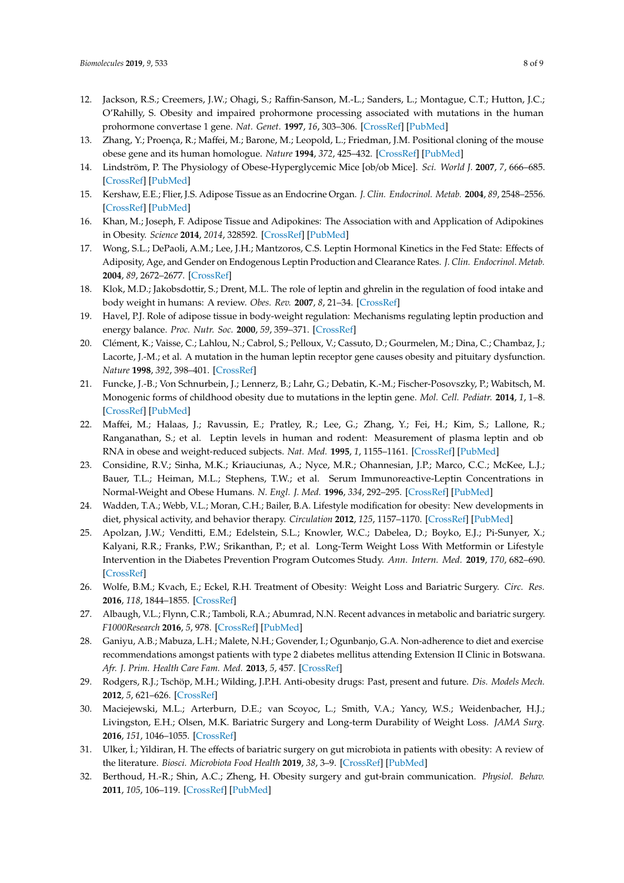12. Jackson, R.S.; Creemers, J.W.; Ohagi, S.; Raffin-Sanson, M.-L.; Sanders, L.; Montague, C.T.; Hutton, J.C.; O'Rahilly, S. Obesity and impaired prohormone processing associated with mutations in the human prohormone convertase 1 gene. *Nat. Genet.* **1997**, *16*, 303–306. [CrossRef] [PubMed]
13. Zhang, Y.; Proença, R.; Maffei, M.; Barone, M.; Leopold, L.; Friedman, J.M. Positional cloning of the mouse obese gene and its human homologue. *Nature* **1994**, *372*, 425–432. [CrossRef] [PubMed]
14. Lindström, P. The Physiology of Obese-Hyperglycemic Mice [ob/ob Mice]. *Sci. World J.* **2007**, *7*, 666–685. [CrossRef] [PubMed]
15. Kershaw, E.E.; Flier, J.S. Adipose Tissue as an Endocrine Organ. *J. Clin. Endocrinol. Metab.* **2004**, *89*, 2548–2556. [CrossRef] [PubMed]
16. Khan, M.; Joseph, F. Adipose Tissue and Adipokines: The Association with and Application of Adipokines in Obesity. *Science* **2014**, *2014*, 328592. [CrossRef] [PubMed]
17. Wong, S.L.; DePaoli, A.M.; Lee, J.H.; Mantzoros, C.S. Leptin Hormonal Kinetics in the Fed State: Effects of Adiposity, Age, and Gender on Endogenous Leptin Production and Clearance Rates. *J. Clin. Endocrinol. Metab.* **2004**, *89*, 2672–2677. [CrossRef]
18. Klok, M.D.; Jakobsdottir, S.; Drent, M.L. The role of leptin and ghrelin in the regulation of food intake and body weight in humans: A review. *Obes. Rev.* **2007**, *8*, 21–34. [CrossRef]
19. Havel, P.J. Role of adipose tissue in body-weight regulation: Mechanisms regulating leptin production and energy balance. *Proc. Nutr. Soc.* **2000**, *59*, 359–371. [CrossRef]
20. Clément, K.; Vaisse, C.; Lahlou, N.; Cabrol, S.; Pelloux, V.; Cassuto, D.; Gourmelen, M.; Dina, C.; Chambaz, J.; Lacorte, J.-M.; et al. A mutation in the human leptin receptor gene causes obesity and pituitary dysfunction. *Nature* **1998**, *392*, 398–401. [CrossRef]
21. Funcke, J.-B.; Von Schnurbein, J.; Lennerz, B.; Lahr, G.; Debatin, K.-M.; Fischer-Posovszky, P.; Wabitsch, M. Monogenic forms of childhood obesity due to mutations in the leptin gene. *Mol. Cell. Pediatr.* **2014**, *1*, 1–8. [CrossRef] [PubMed]
22. Maffei, M.; Halaas, J.; Ravussin, E.; Pratley, R.; Lee, G.; Zhang, Y.; Fei, H.; Kim, S.; Lallone, R.; Ranganathan, S.; et al. Leptin levels in human and rodent: Measurement of plasma leptin and ob RNA in obese and weight-reduced subjects. *Nat. Med.* **1995**, *1*, 1155–1161. [CrossRef] [PubMed]
23. Considine, R.V.; Sinha, M.K.; Kriauciunas, A.; Nyce, M.R.; Ohannesian, J.P.; Marco, C.C.; McKee, L.J.; Bauer, T.L.; Heiman, M.L.; Stephens, T.W.; et al. Serum Immunoreactive-Leptin Concentrations in Normal-Weight and Obese Humans. *N. Engl. J. Med.* **1996**, *334*, 292–295. [CrossRef] [PubMed]
24. Wadden, T.A.; Webb, V.L.; Moran, C.H.; Bailer, B.A. Lifestyle modification for obesity: New developments in diet, physical activity, and behavior therapy. *Circulation* **2012**, *125*, 1157–1170. [CrossRef] [PubMed]
25. Apolzan, J.W.; Venditti, E.M.; Edelstein, S.L.; Knowler, W.C.; Dabelea, D.; Boyko, E.J.; Pi-Sunyer, X.; Kalyani, R.R.; Franks, P.W.; Srikanthan, P.; et al. Long-Term Weight Loss With Metformin or Lifestyle Intervention in the Diabetes Prevention Program Outcomes Study. *Ann. Intern. Med.* **2019**, *170*, 682–690. [CrossRef]
26. Wolfe, B.M.; Kvach, E.; Eckel, R.H. Treatment of Obesity: Weight Loss and Bariatric Surgery. *Circ. Res.* **2016**, *118*, 1844–1855. [CrossRef]
27. Albaugh, V.L.; Flynn, C.R.; Tamboli, R.A.; Abumrad, N.N. Recent advances in metabolic and bariatric surgery. *F1000Research* **2016**, *5*, 978. [CrossRef] [PubMed]
28. Ganiyu, A.B.; Mabuza, L.H.; Malete, N.H.; Govender, I.; Ogunbanjo, G.A. Non-adherence to diet and exercise recommendations amongst patients with type 2 diabetes mellitus attending Extension II Clinic in Botswana. *Afr. J. Prim. Health Care Fam. Med.* **2013**, *5*, 457. [CrossRef]
29. Rodgers, R.J.; Tschöp, M.H.; Wilding, J.P.H. Anti-obesity drugs: Past, present and future. *Dis. Models Mech.* **2012**, *5*, 621–626. [CrossRef]
30. Maciejewski, M.L.; Arterburn, D.E.; van Scoyoc, L.; Smith, V.A.; Yancy, W.S.; Weidenbacher, H.J.; Livingston, E.H.; Olsen, M.K. Bariatric Surgery and Long-term Durability of Weight Loss. *JAMA Surg.* **2016**, *151*, 1046–1055. [CrossRef]
31. Ulker, İ.; Yildiran, H. The effects of bariatric surgery on gut microbiota in patients with obesity: A review of the literature. *Biosci. Microbiota Food Health* **2019**, *38*, 3–9. [CrossRef] [PubMed]
32. Berthoud, H.-R.; Shin, A.C.; Zheng, H. Obesity surgery and gut-brain communication. *Physiol. Behav.* **2011**, *105*, 106–119. [CrossRef] [PubMed]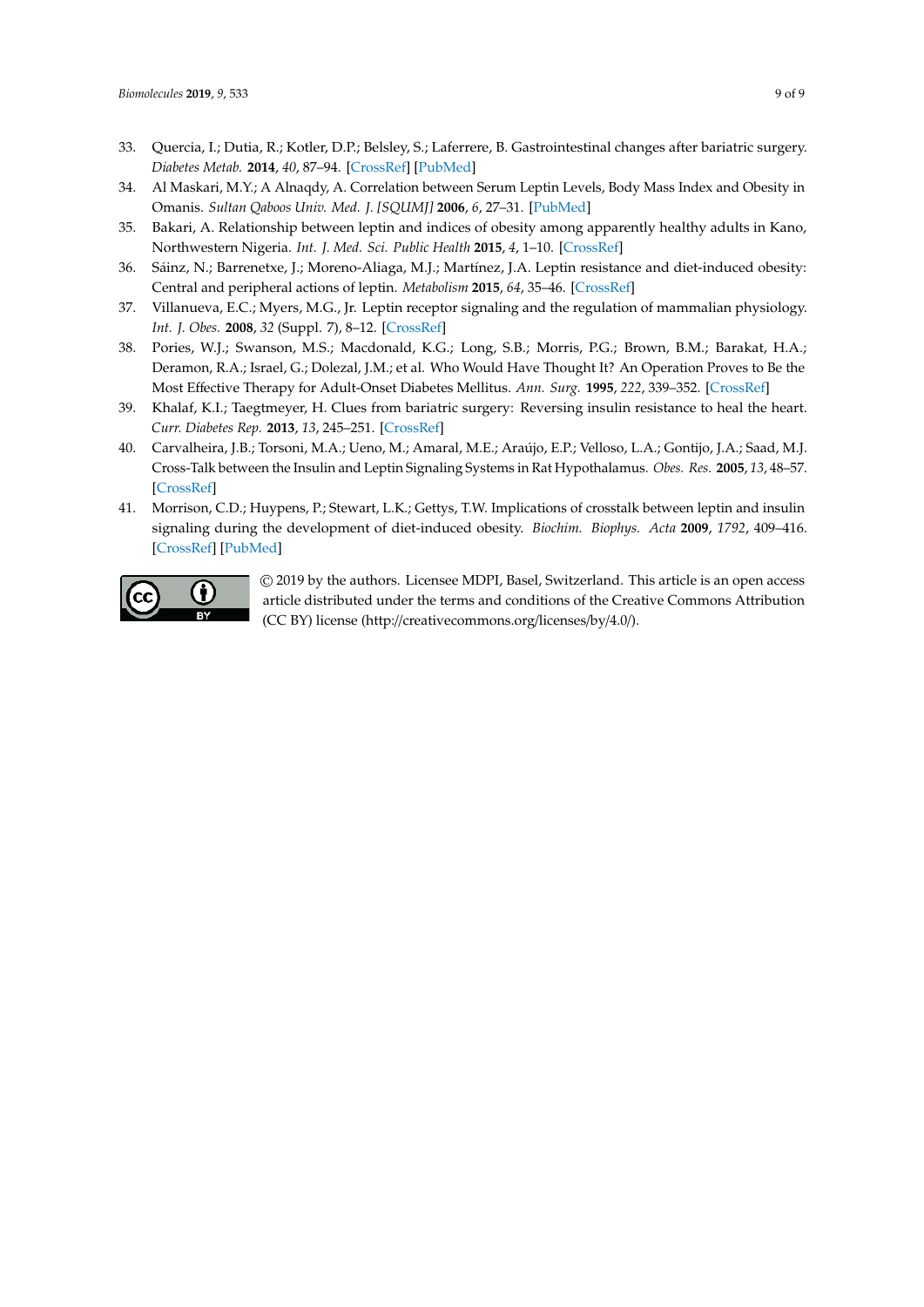33. Quercia, I.; Dutia, R.; Kotler, D.P.; Belsley, S.; Laferrere, B. Gastrointestinal changes after bariatric surgery. *Diabetes Metab.* **2014**, *40*, 87–94. [CrossRef] [PubMed]
34. Al Maskari, M.Y.; A Alnaqdy, A. Correlation between Serum Leptin Levels, Body Mass Index and Obesity in Omanis. *Sultan Qaboos Univ. Med. J. [SQUMJ]* **2006**, *6*, 27–31. [PubMed]
35. Bakari, A. Relationship between leptin and indices of obesity among apparently healthy adults in Kano, Northwestern Nigeria. *Int. J. Med. Sci. Public Health* **2015**, *4*, 1–10. [CrossRef]
36. Sáinz, N.; Barrenetxe, J.; Moreno-Aliaga, M.J.; Martínez, J.A. Leptin resistance and diet-induced obesity: Central and peripheral actions of leptin. *Metabolism* **2015**, *64*, 35–46. [CrossRef]
37. Villanueva, E.C.; Myers, M.G., Jr. Leptin receptor signaling and the regulation of mammalian physiology. *Int. J. Obes.* **2008**, *32* (Suppl. 7), 8–12. [CrossRef]
38. Pories, W.J.; Swanson, M.S.; Macdonald, K.G.; Long, S.B.; Morris, P.G.; Brown, B.M.; Barakat, H.A.; Deramon, R.A.; Israel, G.; Dolezal, J.M.; et al. Who Would Have Thought It? An Operation Proves to Be the Most Effective Therapy for Adult-Onset Diabetes Mellitus. *Ann. Surg.* **1995**, *222*, 339–352. [CrossRef]
39. Khalaf, K.I.; Taegtmeyer, H. Clues from bariatric surgery: Reversing insulin resistance to heal the heart. *Curr. Diabetes Rep.* **2013**, *13*, 245–251. [CrossRef]
40. Carvalheira, J.B.; Torsoni, M.A.; Ueno, M.; Amaral, M.E.; Araújo, E.P.; Velloso, L.A.; Gontijo, J.A.; Saad, M.J. Cross-Talk between the Insulin and Leptin Signaling Systems in Rat Hypothalamus. *Obes. Res.* **2005**, *13*, 48–57. [CrossRef]
41. Morrison, C.D.; Huypens, P.; Stewart, L.K.; Gettys, T.W. Implications of crosstalk between leptin and insulin signaling during the development of diet-induced obesity. *Biochim. Biophys. Acta* **2009**, *1792*, 409–416. [CrossRef] [PubMed]

© 2019 by the authors. Licensee MDPI, Basel, Switzerland. This article is an open access article distributed under the terms and conditions of the Creative Commons Attribution (CC BY) license (http://creativecommons.org/licenses/by/4.0/).